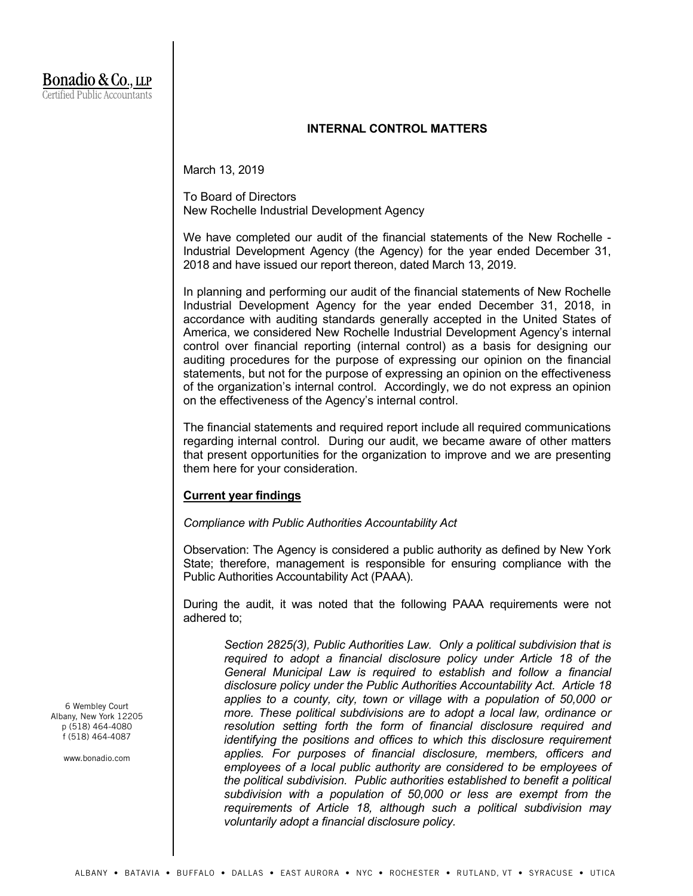Bonadio & Co., LLP
Certified Public Accountants

## INTERNAL CONTROL MATTERS

March 13, 2019

To Board of Directors
New Rochelle Industrial Development Agency

We have completed our audit of the financial statements of the New Rochelle - Industrial Development Agency (the Agency) for the year ended December 31, 2018 and have issued our report thereon, dated March 13, 2019.

In planning and performing our audit of the financial statements of New Rochelle Industrial Development Agency for the year ended December 31, 2018, in accordance with auditing standards generally accepted in the United States of America, we considered New Rochelle Industrial Development Agency's internal control over financial reporting (internal control) as a basis for designing our auditing procedures for the purpose of expressing our opinion on the financial statements, but not for the purpose of expressing an opinion on the effectiveness of the organization's internal control. Accordingly, we do not express an opinion on the effectiveness of the Agency's internal control.

The financial statements and required report include all required communications regarding internal control. During our audit, we became aware of other matters that present opportunities for the organization to improve and we are presenting them here for your consideration.

**Current year findings**

*Compliance with Public Authorities Accountability Act*

Observation: The Agency is considered a public authority as defined by New York State; therefore, management is responsible for ensuring compliance with the Public Authorities Accountability Act (PAAA).

During the audit, it was noted that the following PAAA requirements were not adhered to;

> *Section 2825(3), Public Authorities Law. Only a political subdivision that is required to adopt a financial disclosure policy under Article 18 of the General Municipal Law is required to establish and follow a financial disclosure policy under the Public Authorities Accountability Act. Article 18 applies to a county, city, town or village with a population of 50,000 or more. These political subdivisions are to adopt a local law, ordinance or resolution setting forth the form of financial disclosure required and identifying the positions and offices to which this disclosure requirement applies. For purposes of financial disclosure, members, officers and employees of a local public authority are considered to be employees of the political subdivision. Public authorities established to benefit a political subdivision with a population of 50,000 or less are exempt from the requirements of Article 18, although such a political subdivision may voluntarily adopt a financial disclosure policy.*

6 Wembley Court
Albany, New York 12205
p (518) 464-4080
f (518) 464-4087

www.bonadio.com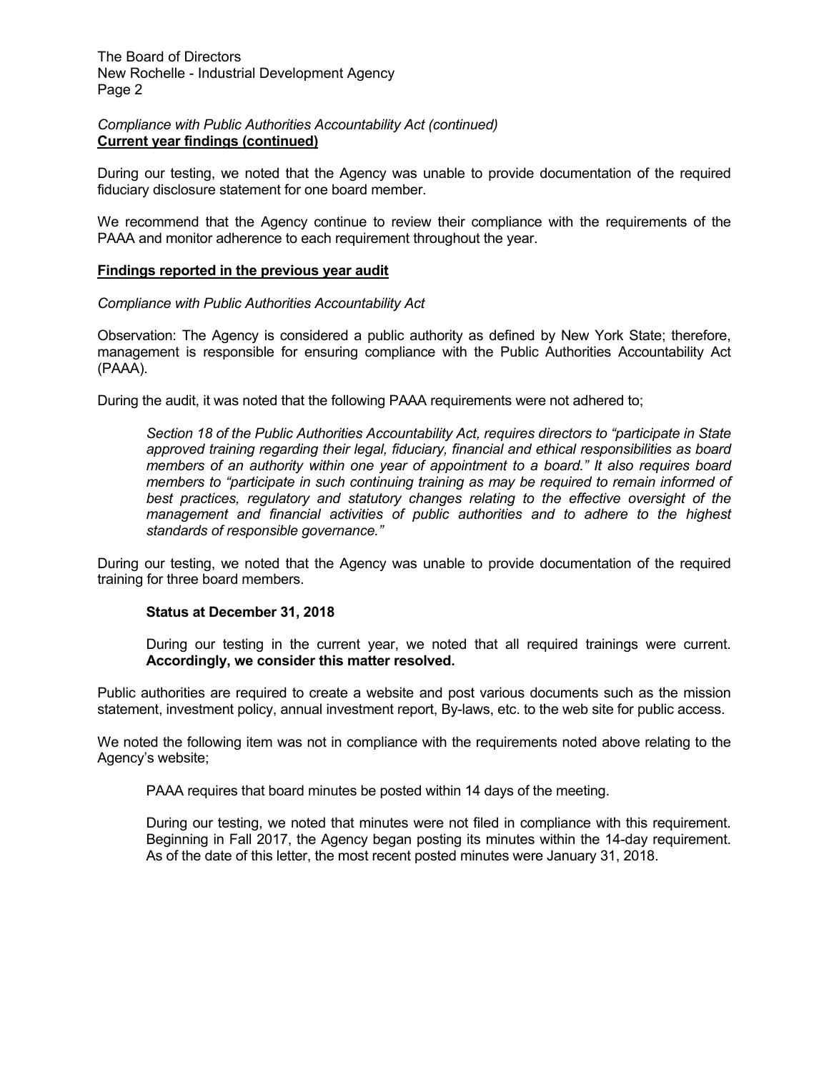*Compliance with Public Authorities Accountability Act (continued)*
**Current year findings (continued)**

During our testing, we noted that the Agency was unable to provide documentation of the required fiduciary disclosure statement for one board member.

We recommend that the Agency continue to review their compliance with the requirements of the PAAA and monitor adherence to each requirement throughout the year.

**Findings reported in the previous year audit**

*Compliance with Public Authorities Accountability Act*

Observation: The Agency is considered a public authority as defined by New York State; therefore, management is responsible for ensuring compliance with the Public Authorities Accountability Act (PAAA).

During the audit, it was noted that the following PAAA requirements were not adhered to;

> *Section 18 of the Public Authorities Accountability Act, requires directors to "participate in State approved training regarding their legal, fiduciary, financial and ethical responsibilities as board members of an authority within one year of appointment to a board." It also requires board members to "participate in such continuing training as may be required to remain informed of best practices, regulatory and statutory changes relating to the effective oversight of the management and financial activities of public authorities and to adhere to the highest standards of responsible governance."*

During our testing, we noted that the Agency was unable to provide documentation of the required training for three board members.

> **Status at December 31, 2018**
>
> During our testing in the current year, we noted that all required trainings were current. **Accordingly, we consider this matter resolved.**

Public authorities are required to create a website and post various documents such as the mission statement, investment policy, annual investment report, By-laws, etc. to the web site for public access.

We noted the following item was not in compliance with the requirements noted above relating to the Agency's website;

> PAAA requires that board minutes be posted within 14 days of the meeting.
>
> During our testing, we noted that minutes were not filed in compliance with this requirement. Beginning in Fall 2017, the Agency began posting its minutes within the 14-day requirement. As of the date of this letter, the most recent posted minutes were January 31, 2018.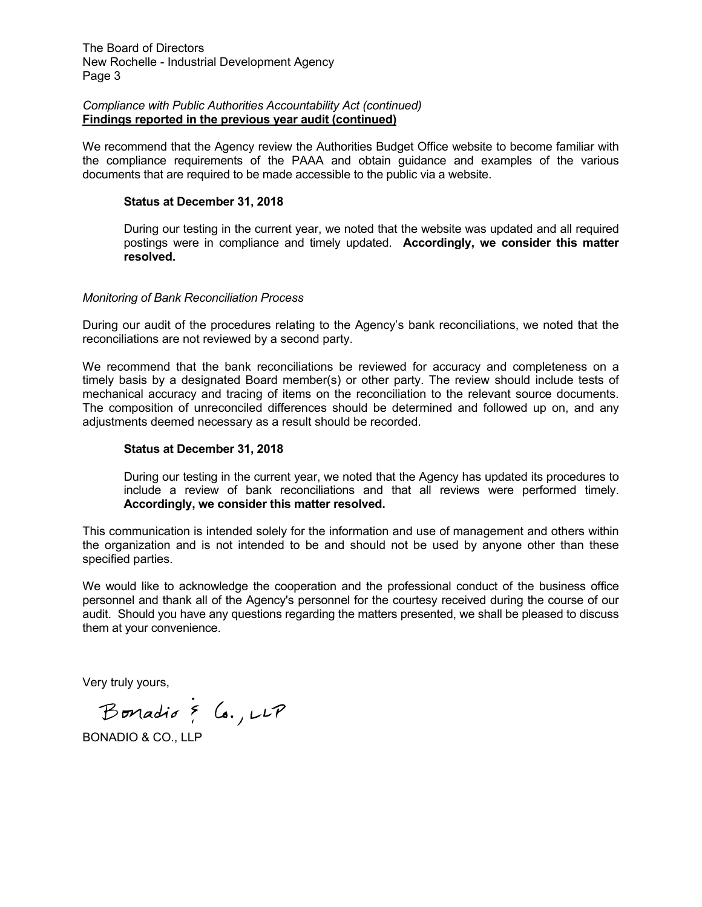*Compliance with Public Authorities Accountability Act (continued)*
**Findings reported in the previous year audit (continued)**

We recommend that the Agency review the Authorities Budget Office website to become familiar with the compliance requirements of the PAAA and obtain guidance and examples of the various documents that are required to be made accessible to the public via a website.

**Status at December 31, 2018**

During our testing in the current year, we noted that the website was updated and all required postings were in compliance and timely updated. **Accordingly, we consider this matter resolved.**

*Monitoring of Bank Reconciliation Process*

During our audit of the procedures relating to the Agency's bank reconciliations, we noted that the reconciliations are not reviewed by a second party.

We recommend that the bank reconciliations be reviewed for accuracy and completeness on a timely basis by a designated Board member(s) or other party. The review should include tests of mechanical accuracy and tracing of items on the reconciliation to the relevant source documents. The composition of unreconciled differences should be determined and followed up on, and any adjustments deemed necessary as a result should be recorded.

**Status at December 31, 2018**

During our testing in the current year, we noted that the Agency has updated its procedures to include a review of bank reconciliations and that all reviews were performed timely. **Accordingly, we consider this matter resolved.**

This communication is intended solely for the information and use of management and others within the organization and is not intended to be and should not be used by anyone other than these specified parties.

We would like to acknowledge the cooperation and the professional conduct of the business office personnel and thank all of the Agency's personnel for the courtesy received during the course of our audit. Should you have any questions regarding the matters presented, we shall be pleased to discuss them at your convenience.

Very truly yours,

Bonadio & Co., LLP

BONADIO & CO., LLP